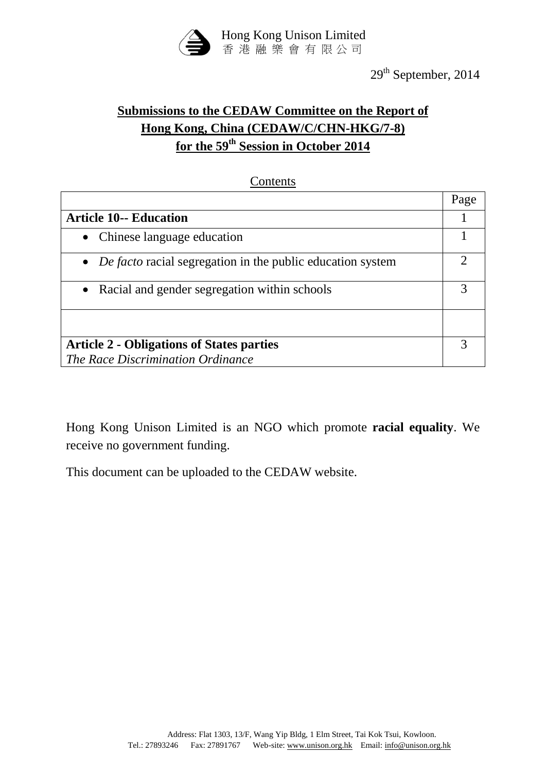Hong Kong Unison Limited
香港融樂會有限公司

29th September, 2014

# Submissions to the CEDAW Committee on the Report of Hong Kong, China (CEDAW/C/CHN-HKG/7-8) for the 59th Session in October 2014

Contents

| | Page |
|---|---|
| **Article 10-- Education** | 1 |
| • Chinese language education | 1 |
| • *De facto* racial segregation in the public education system | 2 |
| • Racial and gender segregation within schools | 3 |
| | |
| **Article 2 - Obligations of States parties** *The Race Discrimination Ordinance* | 3 |

Hong Kong Unison Limited is an NGO which promote **racial equality**. We receive no government funding.

This document can be uploaded to the CEDAW website.

Address: Flat 1303, 13/F, Wang Yip Bldg, 1 Elm Street, Tai Kok Tsui, Kowloon.
Tel.: 27893246 Fax: 27891767 Web-site: www.unison.org.hk Email: info@unison.org.hk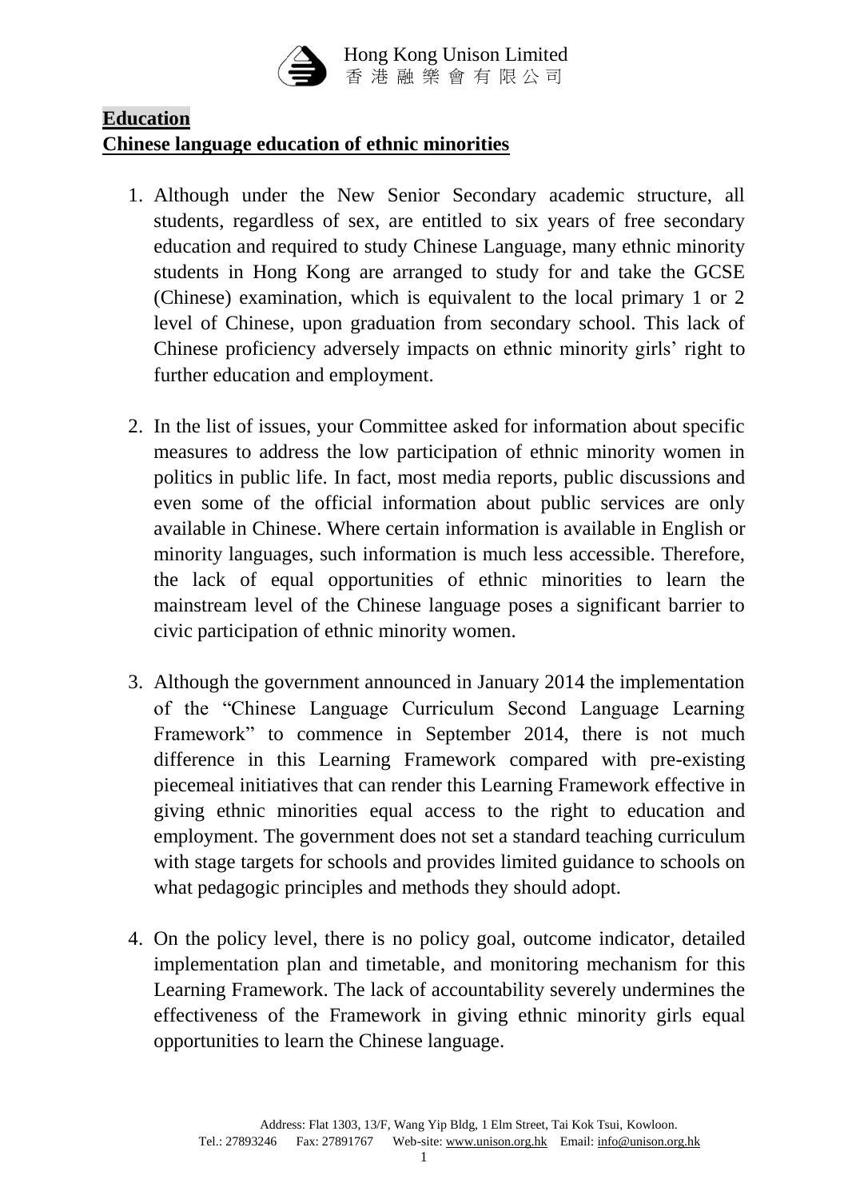**Education**

**Chinese language education of ethnic minorities**

1. Although under the New Senior Secondary academic structure, all students, regardless of sex, are entitled to six years of free secondary education and required to study Chinese Language, many ethnic minority students in Hong Kong are arranged to study for and take the GCSE (Chinese) examination, which is equivalent to the local primary 1 or 2 level of Chinese, upon graduation from secondary school. This lack of Chinese proficiency adversely impacts on ethnic minority girls' right to further education and employment.

2. In the list of issues, your Committee asked for information about specific measures to address the low participation of ethnic minority women in politics in public life. In fact, most media reports, public discussions and even some of the official information about public services are only available in Chinese. Where certain information is available in English or minority languages, such information is much less accessible. Therefore, the lack of equal opportunities of ethnic minorities to learn the mainstream level of the Chinese language poses a significant barrier to civic participation of ethnic minority women.

3. Although the government announced in January 2014 the implementation of the "Chinese Language Curriculum Second Language Learning Framework" to commence in September 2014, there is not much difference in this Learning Framework compared with pre-existing piecemeal initiatives that can render this Learning Framework effective in giving ethnic minorities equal access to the right to education and employment. The government does not set a standard teaching curriculum with stage targets for schools and provides limited guidance to schools on what pedagogic principles and methods they should adopt.

4. On the policy level, there is no policy goal, outcome indicator, detailed implementation plan and timetable, and monitoring mechanism for this Learning Framework. The lack of accountability severely undermines the effectiveness of the Framework in giving ethnic minority girls equal opportunities to learn the Chinese language.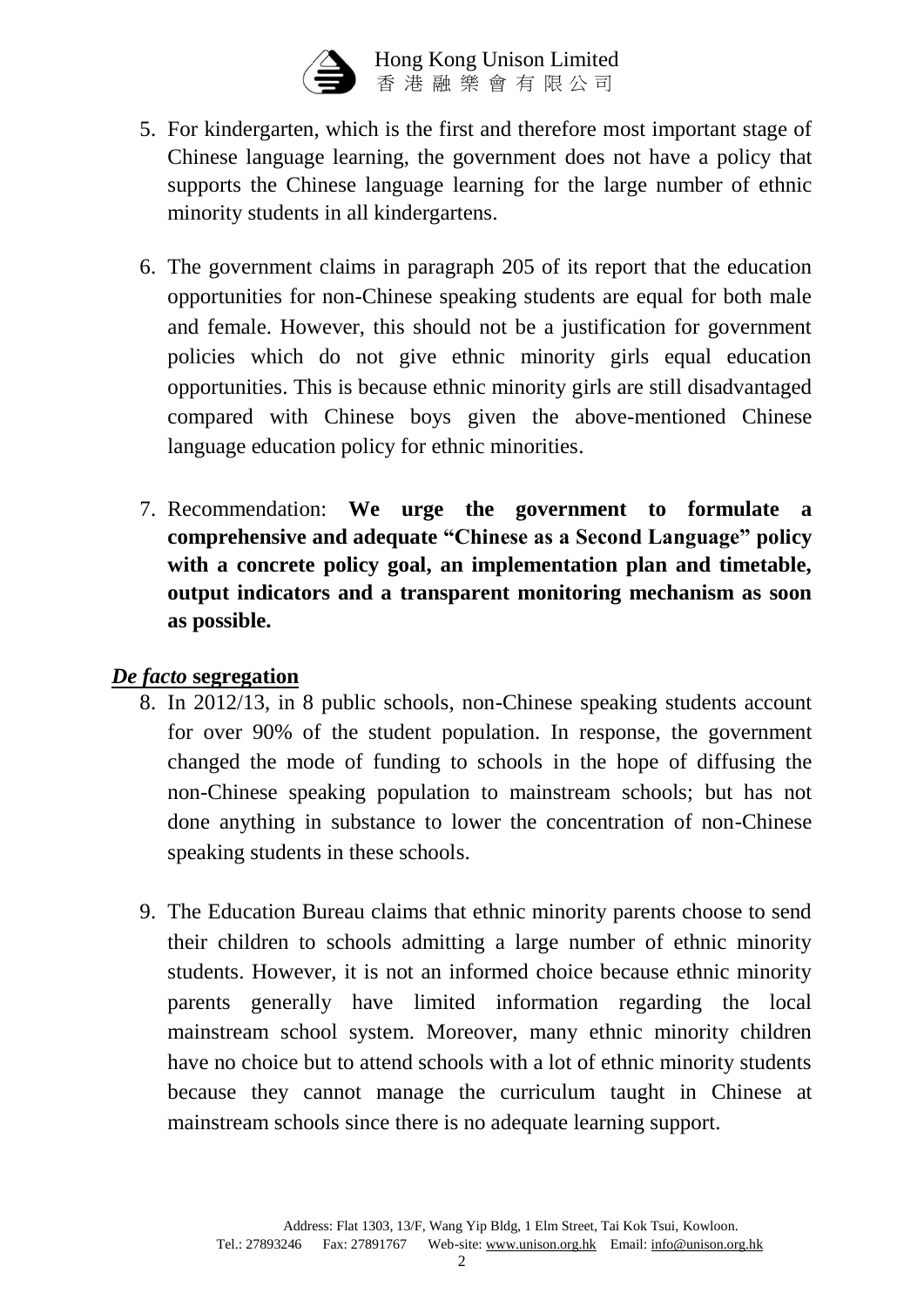5. For kindergarten, which is the first and therefore most important stage of Chinese language learning, the government does not have a policy that supports the Chinese language learning for the large number of ethnic minority students in all kindergartens.

6. The government claims in paragraph 205 of its report that the education opportunities for non-Chinese speaking students are equal for both male and female. However, this should not be a justification for government policies which do not give ethnic minority girls equal education opportunities. This is because ethnic minority girls are still disadvantaged compared with Chinese boys given the above-mentioned Chinese language education policy for ethnic minorities.

7. Recommendation: **We urge the government to formulate a comprehensive and adequate "Chinese as a Second Language" policy with a concrete policy goal, an implementation plan and timetable, output indicators and a transparent monitoring mechanism as soon as possible.**

## ***De facto* segregation**

8. In 2012/13, in 8 public schools, non-Chinese speaking students account for over 90% of the student population. In response, the government changed the mode of funding to schools in the hope of diffusing the non-Chinese speaking population to mainstream schools; but has not done anything in substance to lower the concentration of non-Chinese speaking students in these schools.

9. The Education Bureau claims that ethnic minority parents choose to send their children to schools admitting a large number of ethnic minority students. However, it is not an informed choice because ethnic minority parents generally have limited information regarding the local mainstream school system. Moreover, many ethnic minority children have no choice but to attend schools with a lot of ethnic minority students because they cannot manage the curriculum taught in Chinese at mainstream schools since there is no adequate learning support.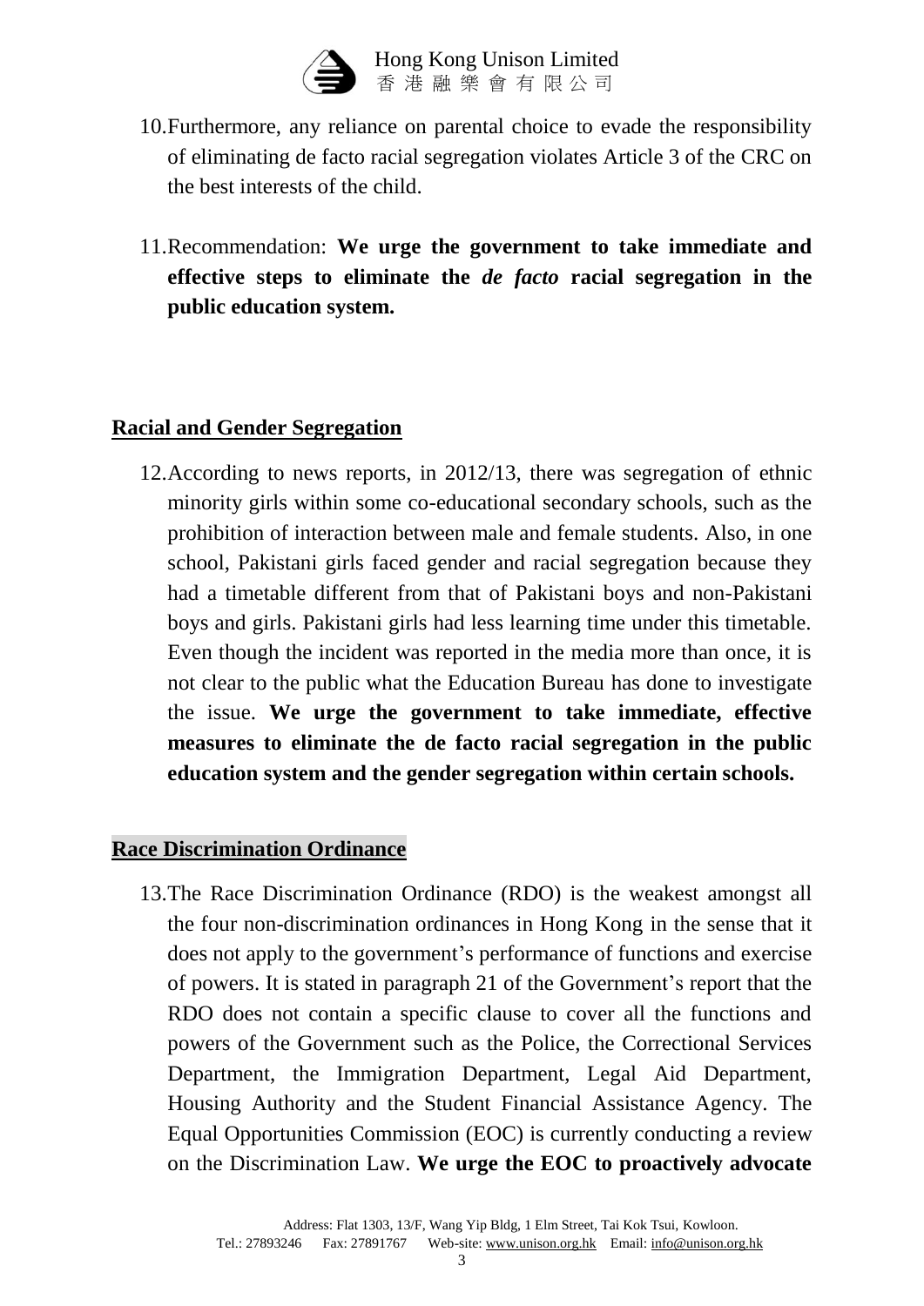10. Furthermore, any reliance on parental choice to evade the responsibility of eliminating de facto racial segregation violates Article 3 of the CRC on the best interests of the child.

11. Recommendation: **We urge the government to take immediate and effective steps to eliminate the *de facto* racial segregation in the public education system.**

## Racial and Gender Segregation

12. According to news reports, in 2012/13, there was segregation of ethnic minority girls within some co-educational secondary schools, such as the prohibition of interaction between male and female students. Also, in one school, Pakistani girls faced gender and racial segregation because they had a timetable different from that of Pakistani boys and non-Pakistani boys and girls. Pakistani girls had less learning time under this timetable. Even though the incident was reported in the media more than once, it is not clear to the public what the Education Bureau has done to investigate the issue. **We urge the government to take immediate, effective measures to eliminate the de facto racial segregation in the public education system and the gender segregation within certain schools.**

## Race Discrimination Ordinance

13. The Race Discrimination Ordinance (RDO) is the weakest amongst all the four non-discrimination ordinances in Hong Kong in the sense that it does not apply to the government's performance of functions and exercise of powers. It is stated in paragraph 21 of the Government's report that the RDO does not contain a specific clause to cover all the functions and powers of the Government such as the Police, the Correctional Services Department, the Immigration Department, Legal Aid Department, Housing Authority and the Student Financial Assistance Agency. The Equal Opportunities Commission (EOC) is currently conducting a review on the Discrimination Law. **We urge the EOC to proactively advocate**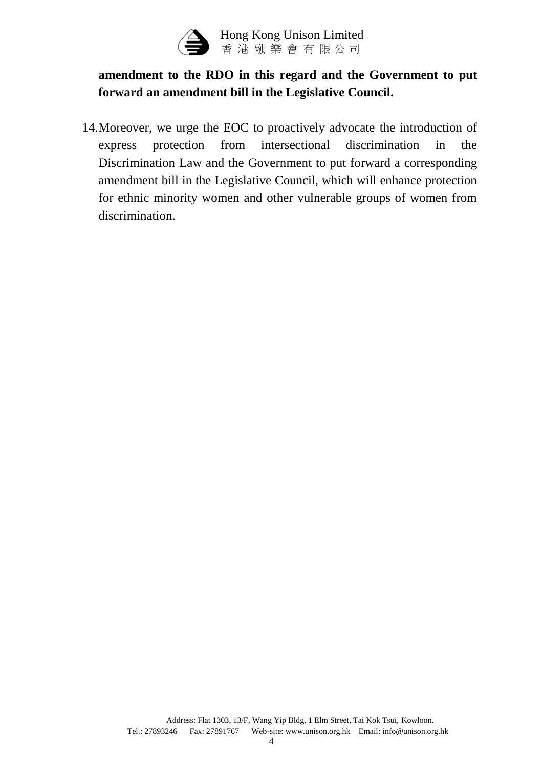**amendment to the RDO in this regard and the Government to put forward an amendment bill in the Legislative Council.**

14. Moreover, we urge the EOC to proactively advocate the introduction of express protection from intersectional discrimination in the Discrimination Law and the Government to put forward a corresponding amendment bill in the Legislative Council, which will enhance protection for ethnic minority women and other vulnerable groups of women from discrimination.